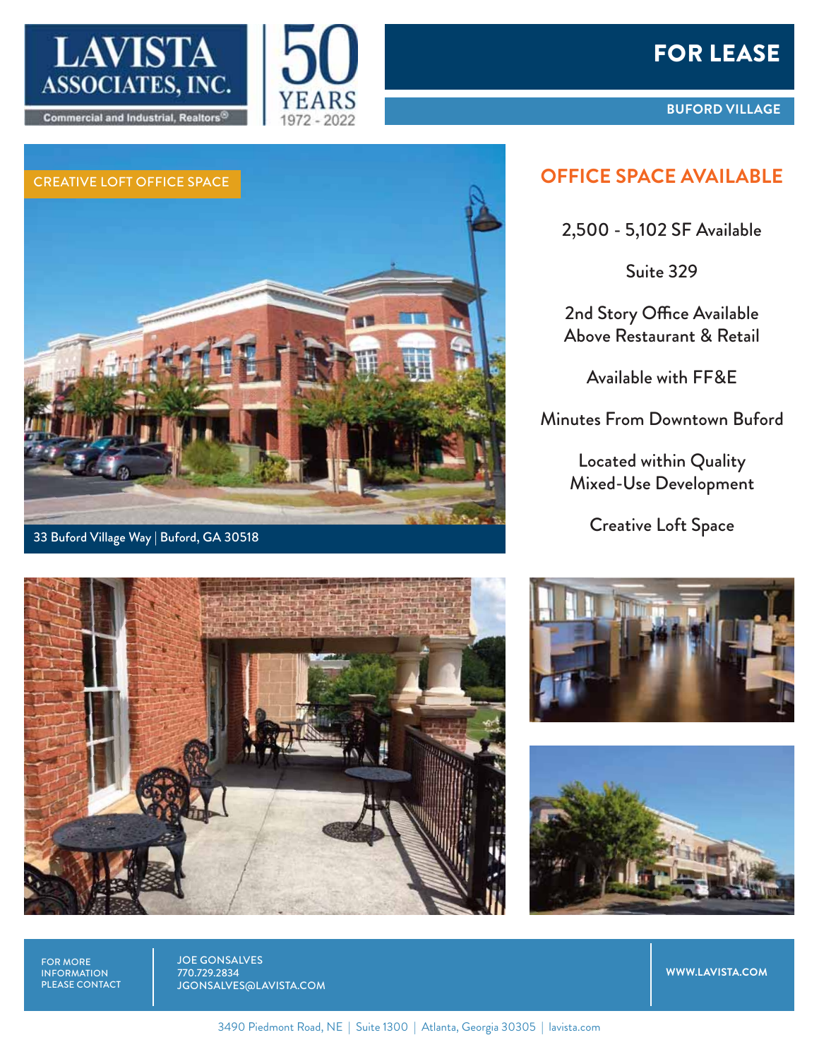LAVISTA ASSOCIATES, INC.

Commercial and Industrial, Realtors®

50 YEARS 1972 - 2022

# FOR LEASE

**BUFORD VILLAGE**

CREATIVE LOFT OFFICE SPACE

33 Buford Village Way | Buford, GA 30518

## OFFICE SPACE AVAILABLE

2,500 - 5,102 SF Available

Suite 329

2nd Story Office Available Above Restaurant & Retail

Available with FF&E

Minutes From Downtown Buford

Located within Quality Mixed-Use Development

Creative Loft Space

FOR MORE INFORMATION PLEASE CONTACT

JOE GONSALVES
770.729.2834
JGONSALVES@LAVISTA.COM

WWW.LAVISTA.COM

3490 Piedmont Road, NE | Suite 1300 | Atlanta, Georgia 30305 | lavista.com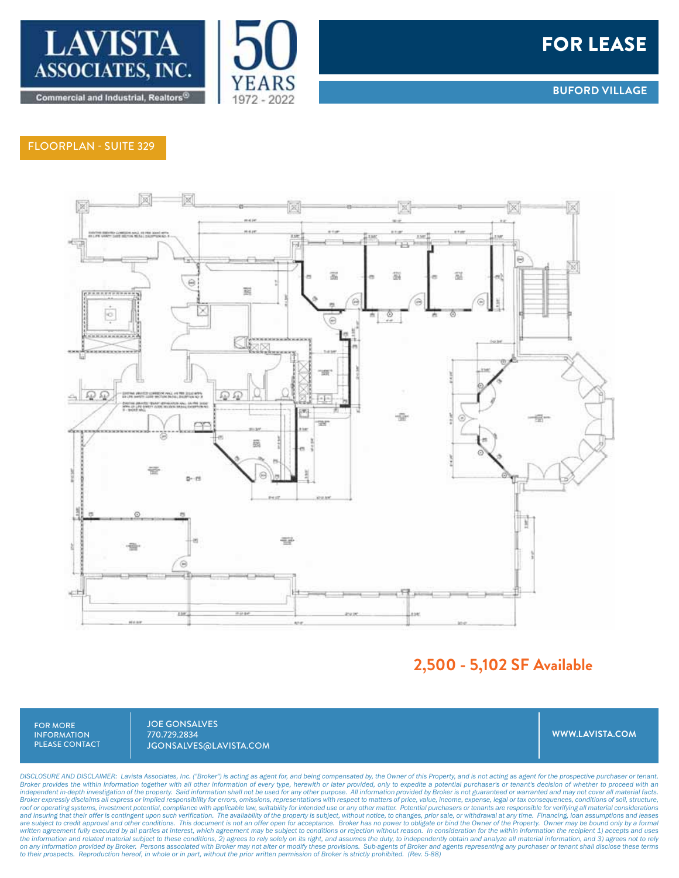# FOR LEASE

## BUFORD VILLAGE

LAVISTA ASSOCIATES, INC.
Commercial and Industrial, Realtors®

50 YEARS 1972 - 2022

### FLOORPLAN - SUITE 329

**2,500 - 5,102 SF Available**

FOR MORE INFORMATION PLEASE CONTACT

JOE GONSALVES
770.729.2834
JGONSALVES@LAVISTA.COM

WWW.LAVISTA.COM

*DISCLOSURE AND DISCLAIMER: Lavista Associates, Inc. ("Broker") is acting as agent for, and being compensated by, the Owner of this Property, and is not acting as agent for the prospective purchaser or tenant. Broker provides the within information together with all other information of every type, herewith or later provided, only to expedite a potential purchaser's or tenant's decision of whether to proceed with an independent in-depth investigation of the property. Said information shall not be used for any other purpose. All information provided by Broker is not guaranteed or warranted and may not cover all material facts. Broker expressly disclaims all express or implied responsibility for errors, omissions, representations with respect to matters of price, value, income, expense, legal or tax consequences, conditions of soil, structure, roof or operating systems, investment potential, compliance with applicable law, suitability for intended use or any other matter. Potential purchasers or tenants are responsible for verifying all material considerations and insuring that their offer is contingent upon such verification. The availability of the property is subject, without notice, to changes, prior sale, or withdrawal at any time. Financing, loan assumptions and leases are subject to credit approval and other conditions. This document is not an offer open for acceptance. Broker has no power to obligate or bind the Owner of the Property. Owner may be bound only by a formal written agreement fully executed by all parties at interest, which agreement may be subject to conditions or rejection without reason. In consideration for the within information the recipient 1) accepts and uses the information and related material subject to these conditions, 2) agrees to rely solely on its right, and assumes the duty, to independently obtain and analyze all material information, and 3) agrees not to rely on any information provided by Broker. Persons associated with Broker may not alter or modify these provisions. Sub-agents of Broker and agents representing any purchaser or tenant shall disclose these terms to their prospects. Reproduction hereof, in whole or in part, without the prior written permission of Broker is strictly prohibited. (Rev. 5-88)*